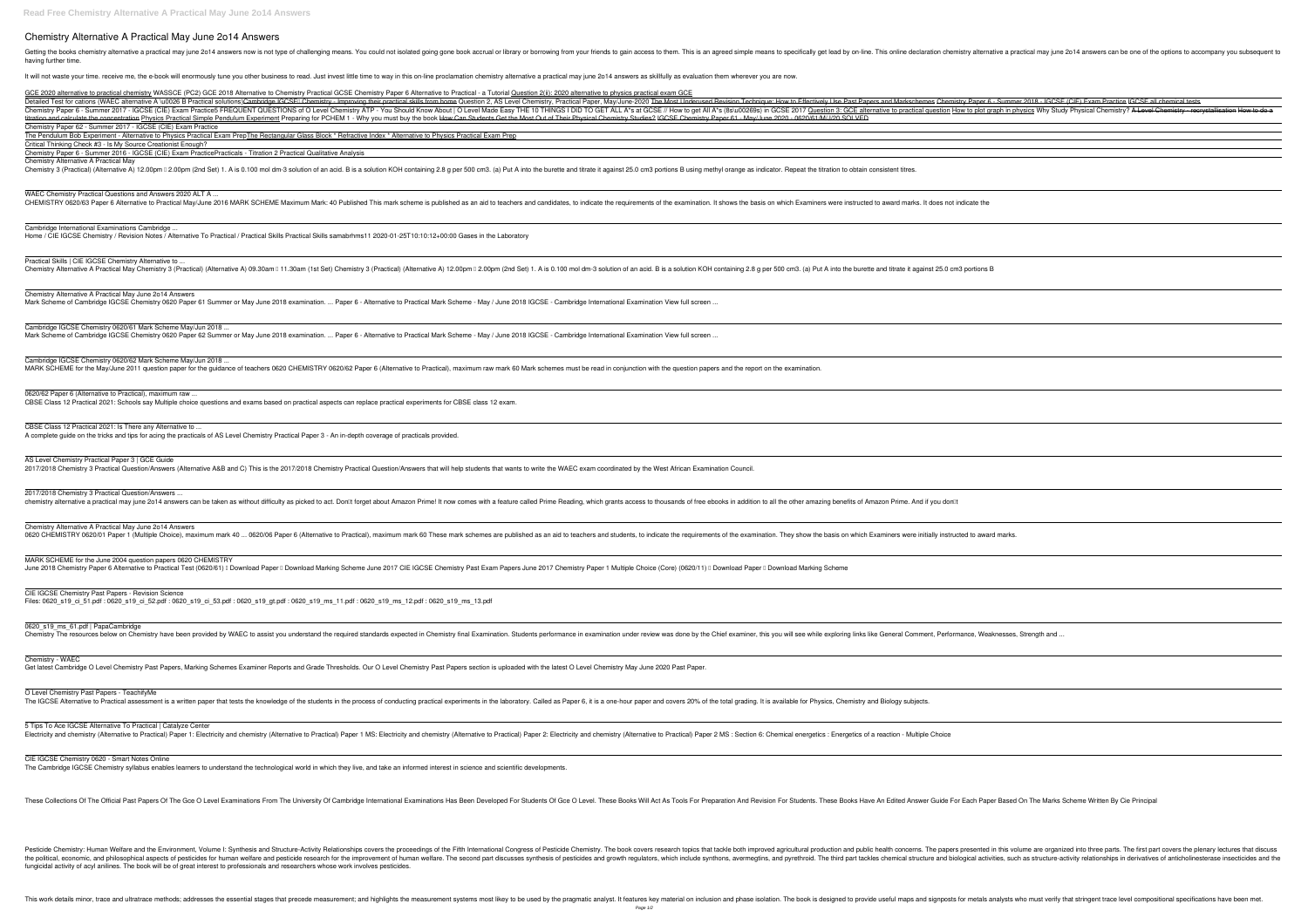# Chemistry Alternative A Practical May June 2o14 Answers

Getting the books chemistry alternative a practical may june 2o14 answers now is not type of challenging means. You could not isolated going gone book accrual or library or borrowing from your friends to gain access to them. This is an agreed simple means to specifically get lead by on-line. This online declaration chemistry alternative a practical may june 2o14 answers can be one of the options to accompany you subsequent to having further time.

It will not waste your time. receive me, the e-book will enormously tune you other business to read. Just invest little time to way in this on-line proclamation chemistry alternative a practical may june 2o14 answers as skillfully as evaluation them wherever you are now.

GCE 2020 alternative to practical chemistry WASSCE (PC2) GCE 2018 Alternative to Chemistry Practical GCSE Chemistry Paper 6 Alternative to Practical - a Tutorial Question 2(ii): 2020 alternative to physics practical exam GCE

Detailed Test for cations (WAEC alternative A \u0026 B Practical solutions)Cambridge IGCSE™ Chemistry - Improving their practical skills from home Question 2, AS Level Chemistry, Practical Paper, May/June-2020 The Most Underused Revision Technique: How to Effectively Use Past Papers and Markschemes Chemistry Paper 6 - Summer 2018 - IGCSE (CIE) Exam Practice IGCSE all chemical tests Chemistry Paper 6 - Summer 2017 - IGCSE (CIE) Exam Practice5 FREQUENT QUESTIONS of O Level Chemistry ATP - You Should Know About | O Level Made Easy THE 10 THINGS I DID TO GET ALL A\*s at GCSE // How to get All A\*s (8s\u00269s) in GCSE 2017 Question 3: GCE alternative to practical question How to plot graph in physics Why Study Physical Chemistry? A Level Chemistry - recrystallisation How to do a titration and calculate the concentration Physics Practical Simple Pendulum Experiment Preparing for PCHEM 1 - Why you must buy the book How Can Students Get the Most Out of Their Physical Chemistry Studies? IGCSE Chemistry Paper 61 - May/June 2020 - 0620/61/M/J/20 SOLVED

Chemistry Paper 62 - Summer 2017 - IGCSE (CIE) Exam Practice

The Pendulum Bob Experiment - Alternative to Physics Practical Exam PrepThe Rectangular Glass Block \* Refractive Index \* Alternative to Physics Practical Exam Prep

Critical Thinking Check #3 - Is My Source Creationist Enough?

Chemistry Paper 6 - Summer 2016 - IGCSE (CIE) Exam PracticePracticals - Titration 2 Practical Qualitative Analysis

Chemistry Alternative A Practical May

Chemistry 3 (Practical) (Alternative A) 12.00pm – 2.00pm (2nd Set) 1. A is 0.100 mol dm-3 solution of an acid. B is a solution KOH containing 2.8 g per 500 cm3. (a) Put A into the burette and titrate it against 25.0 cm3 portions B using methyl orange as indicator. Repeat the titration to obtain consistent titres.

WAEC Chemistry Practical Questions and Answers 2020 ALT A ...

CHEMISTRY 0620/63 Paper 6 Alternative to Practical May/June 2016 MARK SCHEME Maximum Mark: 40 Published This mark scheme is published as an aid to teachers and candidates, to indicate the requirements of the examination. It shows the basis on which Examiners were instructed to award marks. It does not indicate the

Cambridge International Examinations Cambridge ...

Home / CIE IGCSE Chemistry / Revision Notes / Alternative To Practical / Practical Skills Practical Skills samabrhms11 2020-01-25T10:10:12+00:00 Gases in the Laboratory

Practical Skills | CIE IGCSE Chemistry Alternative to ...

Chemistry Alternative A Practical May Chemistry 3 (Practical) (Alternative A) 09.30am – 11.30am (1st Set) Chemistry 3 (Practical) (Alternative A) 12.00pm – 2.00pm (2nd Set) 1. A is 0.100 mol dm-3 solution of an acid. B is a solution KOH containing 2.8 g per 500 cm3. (a) Put A into the burette and titrate it against 25.0 cm3 portions B

Chemistry Alternative A Practical May June 2o14 Answers

Mark Scheme of Cambridge IGCSE Chemistry 0620 Paper 61 Summer or May June 2018 examination. ... Paper 6 - Alternative to Practical Mark Scheme - May / June 2018 IGCSE - Cambridge International Examination View full screen ...

Cambridge IGCSE Chemistry 0620/61 Mark Scheme May/Jun 2018 ...

Mark Scheme of Cambridge IGCSE Chemistry 0620 Paper 62 Summer or May June 2018 examination. ... Paper 6 - Alternative to Practical Mark Scheme - May / June 2018 IGCSE - Cambridge International Examination View full screen ...

Cambridge IGCSE Chemistry 0620/62 Mark Scheme May/Jun 2018 ...

MARK SCHEME for the May/June 2011 question paper for the guidance of teachers 0620 CHEMISTRY 0620/62 Paper 6 (Alternative to Practical), maximum raw mark 60 Mark schemes must be read in conjunction with the question papers and the report on the examination.

0620/62 Paper 6 (Alternative to Practical), maximum raw ...

CBSE Class 12 Practical 2021: Schools say Multiple choice questions and exams based on practical aspects can replace practical experiments for CBSE class 12 exam.

CBSE Class 12 Practical 2021: Is There any Alternative to ...

A complete guide on the tricks and tips for acing the practicals of AS Level Chemistry Practical Paper 3 - An in-depth coverage of practicals provided.

AS Level Chemistry Practical Paper 3 | GCE Guide

2017/2018 Chemistry 3 Practical Question/Answers (Alternative A&B and C) This is the 2017/2018 Chemistry Practical Question/Answers that will help students that wants to write the WAEC exam coordinated by the West African Examination Council.

2017/2018 Chemistry 3 Practical Question/Answers ...

chemistry alternative a practical may june 2o14 answers can be taken as without difficulty as picked to act. Don't forget about Amazon Prime! It now comes with a feature called Prime Reading, which grants access to thousands of free ebooks in addition to all the other amazing benefits of Amazon Prime. And if you don't

Chemistry Alternative A Practical May June 2o14 Answers

0620 CHEMISTRY 0620/01 Paper 1 (Multiple Choice), maximum mark 40 ... 0620/06 Paper 6 (Alternative to Practical), maximum mark 60 These mark schemes are published as an aid to teachers and students, to indicate the requirements of the examination. They show the basis on which Examiners were initially instructed to award marks.

MARK SCHEME for the June 2004 question papers 0620 CHEMISTRY

June 2018 Chemistry Paper 6 Alternative to Practical Test (0620/61) – Download Paper – Download Marking Scheme June 2017 CIE IGCSE Chemistry Past Exam Papers June 2017 Chemistry Paper 1 Multiple Choice (Core) (0620/11) – Download Paper – Download Marking Scheme

CIE IGCSE Chemistry Past Papers - Revision Science

Files: 0620_s19_ci_51.pdf : 0620_s19_ci_52.pdf : 0620_s19_ci_53.pdf : 0620_s19_gt.pdf : 0620_s19_ms_11.pdf : 0620_s19_ms_12.pdf : 0620_s19_ms_13.pdf

0620_s19_ms_61.pdf | PapaCambridge

Chemistry The resources below on Chemistry have been provided by WAEC to assist you understand the required standards expected in Chemistry final Examination. Students performance in examination under review was done by the Chief examiner, this you will see while exploring links like General Comment, Performance, Weaknesses, Strength and ...

Chemistry - WAEC

Get latest Cambridge O Level Chemistry Past Papers, Marking Schemes Examiner Reports and Grade Thresholds. Our O Level Chemistry Past Papers section is uploaded with the latest O Level Chemistry May June 2020 Past Paper.

O Level Chemistry Past Papers - TeachifyMe

The IGCSE Alternative to Practical assessment is a written paper that tests the knowledge of the students in the process of conducting practical experiments in the laboratory. Called as Paper 6, it is a one-hour paper and covers 20% of the total grading. It is available for Physics, Chemistry and Biology subjects.

5 Tips To Ace IGCSE Alternative To Practical | Catalyze Center

Electricity and chemistry (Alternative to Practical) Paper 1: Electricity and chemistry (Alternative to Practical) Paper 1 MS: Electricity and chemistry (Alternative to Practical) Paper 2: Electricity and chemistry (Alternative to Practical) Paper 2 MS : Section 6: Chemical energetics : Energetics of a reaction - Multiple Choice

CIE IGCSE Chemistry 0620 - Smart Notes Online

The Cambridge IGCSE Chemistry syllabus enables learners to understand the technological world in which they live, and take an informed interest in science and scientific developments.

These Collections Of The Official Past Papers Of The Gce O Level Examinations From The University Of Cambridge International Examinations Has Been Developed For Students Of Gce O Level. These Books Will Act As Tools For Preparation And Revision For Students. These Books Have An Edited Answer Guide For Each Paper Based On The Marks Scheme Written By Cie Principal

Pesticide Chemistry: Human Welfare and the Environment, Volume I: Synthesis and Structure-Activity Relationships covers the proceedings of the Fifth International Congress of Pesticide Chemistry. The book covers research topics that tackle both improved agricultural production and public health concerns. The papers presented in this volume are organized into three parts. The first part covers the plenary lectures that discuss the political, economic, and philosophical aspects of pesticides for human welfare and pesticide research for the improvement of human welfare. The second part discusses synthesis of pesticides and growth regulators, which include synthons, avermectins, and pyrethroid. The third part tackles chemical structure and biological activities, such as structure-activity relationships in derivatives of anticholinesterase insecticides and the fungicidal activity of acyl anilines. The book will be of great interest to professionals and researchers whose work involves pesticides.

This work details minor, trace and ultratrace methods; addresses the essential stages that precede measurement; and highlights the measurement systems most likey to be used by the pragmatic analyst. It features key material on inclusion and phase isolation. The book is designed to provide useful maps and signposts for metals analysts who must verify that stringent trace level compositional specifications have been met.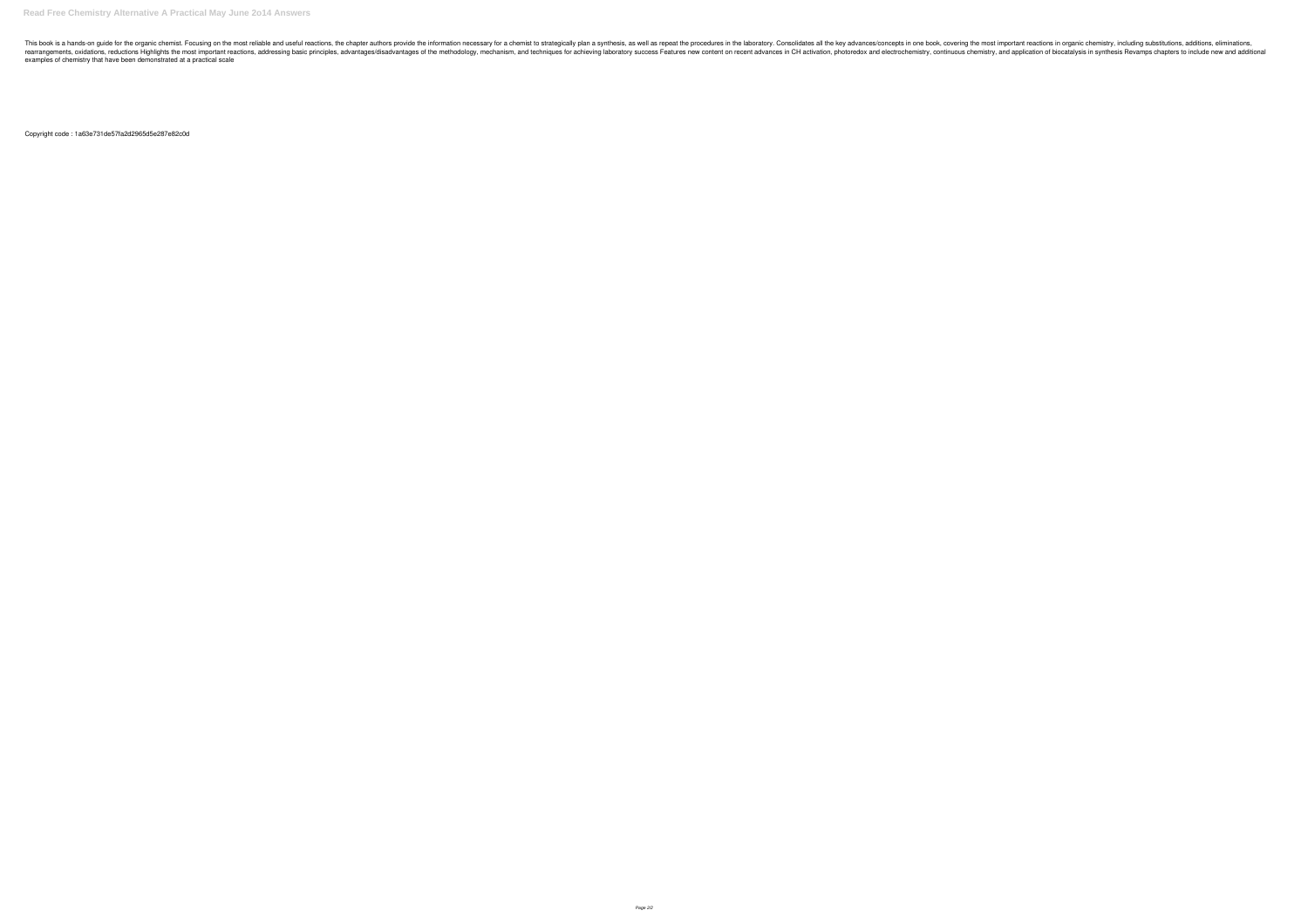This book is a hands-on guide for the organic chemist. Focusing on the most reliable and useful reactions, the chapter authors provide the information necessary for a chemist to strategically plan a synthesis, as well as repeat the procedures in the laboratory. Consolidates all the key advances/concepts in one book, covering the most important reactions in organic chemistry, including substitutions, additions, eliminations, rearrangements, oxidations, reductions Highlights the most important reactions, addressing basic principles, advantages/disadvantages of the methodology, mechanism, and techniques for achieving laboratory success Features new content on recent advances in CH activation, photoredox and electrochemistry, continuous chemistry, and application of biocatalysis in synthesis Revamps chapters to include new and additional examples of chemistry that have been demonstrated at a practical scale

Copyright code : 1a63e731de57fa2d2965d5e287e82c0d